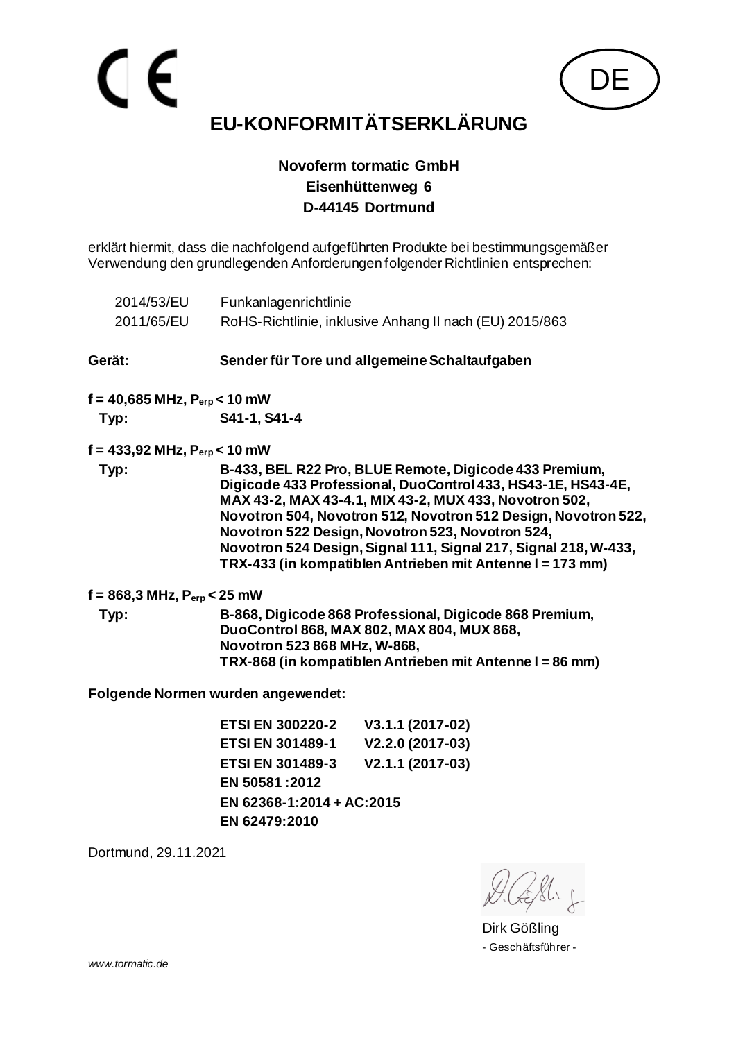CE

DE

# EU-KONFORMITÄTSERKLÄRUNG

**Novoferm tormatic GmbH**
**Eisenhüttenweg 6**
**D-44145 Dortmund**

erklärt hiermit, dass die nachfolgend aufgeführten Produkte bei bestimmungsgemäßer Verwendung den grundlegenden Anforderungen folgender Richtlinien entsprechen:

| | |
|---|---|
| 2014/53/EU | Funkanlagenrichtlinie |
| 2011/65/EU | RoHS-Richtlinie, inklusive Anhang II nach (EU) 2015/863 |

**Gerät:** **Sender für Tore und allgemeine Schaltaufgaben**

**f = 40,685 MHz, $P_{erp}$ < 10 mW**

**Typ:** **S41-1, S41-4**

**f = 433,92 MHz, $P_{erp}$ < 10 mW**

**Typ:** **B-433, BEL R22 Pro, BLUE Remote, Digicode 433 Premium, Digicode 433 Professional, DuoControl 433, HS43-1E, HS43-4E, MAX 43-2, MAX 43-4.1, MIX 43-2, MUX 433, Novotron 502, Novotron 504, Novotron 512, Novotron 512 Design, Novotron 522, Novotron 522 Design, Novotron 523, Novotron 524, Novotron 524 Design, Signal 111, Signal 217, Signal 218, W-433, TRX-433 (in kompatiblen Antrieben mit Antenne l = 173 mm)**

**f = 868,3 MHz, $P_{erp}$ < 25 mW**

**Typ:** **B-868, Digicode 868 Professional, Digicode 868 Premium, DuoControl 868, MAX 802, MAX 804, MUX 868, Novotron 523 868 MHz, W-868, TRX-868 (in kompatiblen Antrieben mit Antenne l = 86 mm)**

**Folgende Normen wurden angewendet:**

| | |
|---|---|
| **ETSI EN 300220-2** | **V3.1.1 (2017-02)** |
| **ETSI EN 301489-1** | **V2.2.0 (2017-03)** |
| **ETSI EN 301489-3** | **V2.1.1 (2017-03)** |
| **EN 50581 :2012** | |
| **EN 62368-1:2014 + AC:2015** | |
| **EN 62479:2010** | |

Dortmund, 29.11.2021

Dirk Gößling
- Geschäftsführer -

*www.tormatic.de*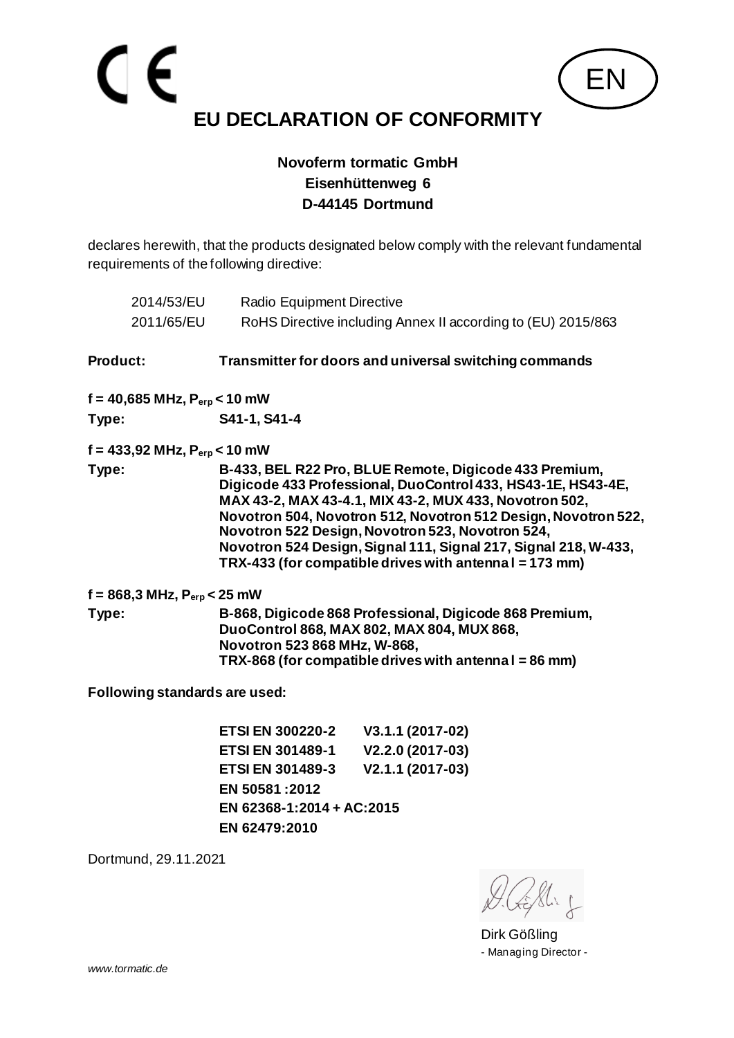CE

EN

# EU DECLARATION OF CONFORMITY

**Novoferm tormatic GmbH**
**Eisenhüttenweg 6**
**D-44145 Dortmund**

declares herewith, that the products designated below comply with the relevant fundamental requirements of the following directive:

| | |
|---|---|
| 2014/53/EU | Radio Equipment Directive |
| 2011/65/EU | RoHS Directive including Annex II according to (EU) 2015/863 |

**Product:** **Transmitter for doors and universal switching commands**

**f = 40,685 MHz, $P_{erp}$ < 10 mW**

**Type:** **S41-1, S41-4**

**f = 433,92 MHz, $P_{erp}$ < 10 mW**

**Type:** **B-433, BEL R22 Pro, BLUE Remote, Digicode 433 Premium, Digicode 433 Professional, DuoControl 433, HS43-1E, HS43-4E, MAX 43-2, MAX 43-4.1, MIX 43-2, MUX 433, Novotron 502, Novotron 504, Novotron 512, Novotron 512 Design, Novotron 522, Novotron 522 Design, Novotron 523, Novotron 524, Novotron 524 Design, Signal 111, Signal 217, Signal 218, W-433, TRX-433 (for compatible drives with antenna l = 173 mm)**

**f = 868,3 MHz, $P_{erp}$ < 25 mW**

**Type:** **B-868, Digicode 868 Professional, Digicode 868 Premium, DuoControl 868, MAX 802, MAX 804, MUX 868, Novotron 523 868 MHz, W-868, TRX-868 (for compatible drives with antenna l = 86 mm)**

**Following standards are used:**

| | |
|---|---|
| **ETSI EN 300220-2** | **V3.1.1 (2017-02)** |
| **ETSI EN 301489-1** | **V2.2.0 (2017-03)** |
| **ETSI EN 301489-3** | **V2.1.1 (2017-03)** |
| **EN 50581 :2012** | |
| **EN 62368-1:2014 + AC:2015** | |
| **EN 62479:2010** | |

Dortmund, 29.11.2021

Dirk Gößling
- Managing Director -

*www.tormatic.de*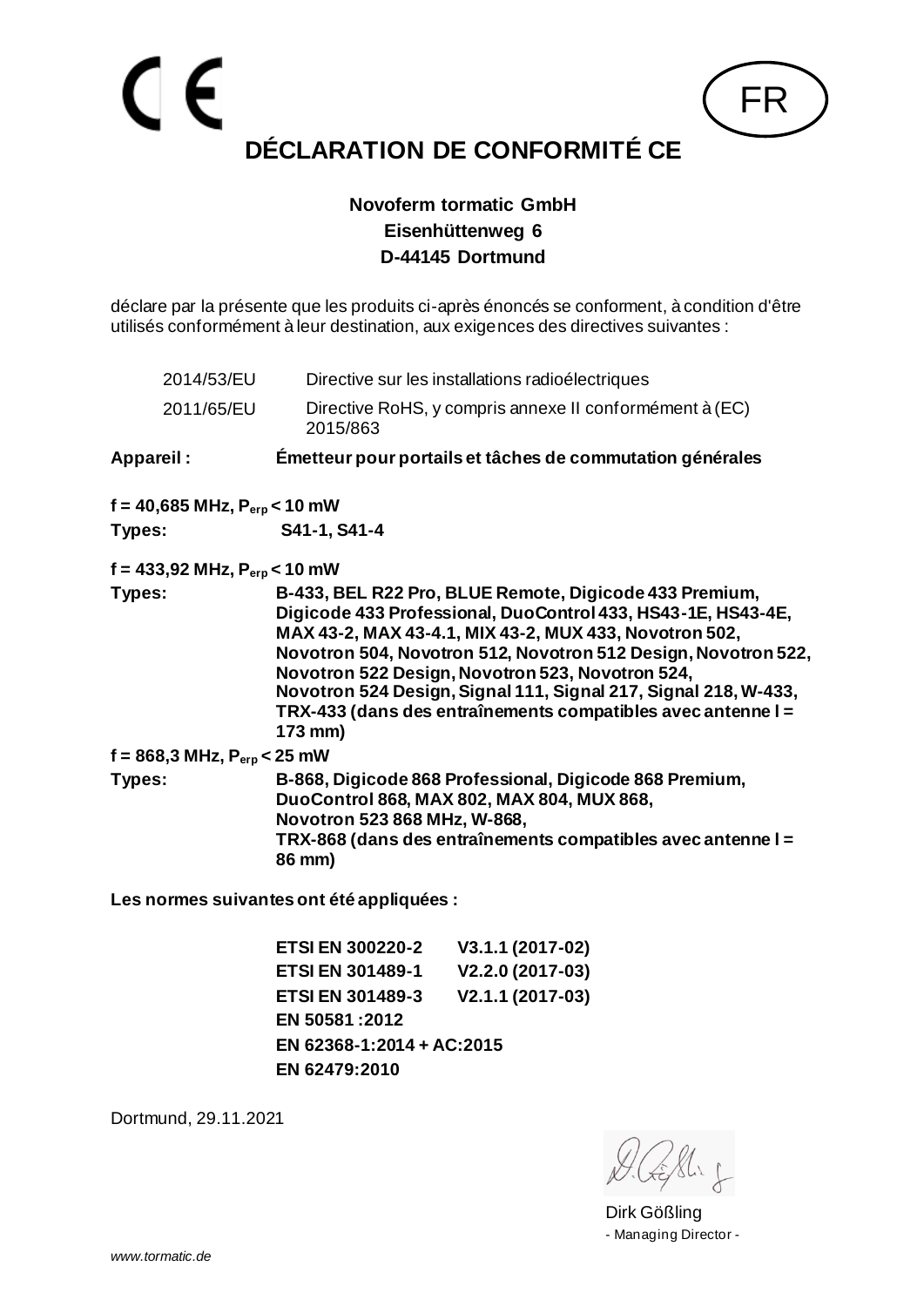CE

FR

# DÉCLARATION DE CONFORMITÉ CE

**Novoferm tormatic GmbH**
**Eisenhüttenweg 6**
**D-44145 Dortmund**

déclare par la présente que les produits ci-après énoncés se conforment, à condition d'être utilisés conformément à leur destination, aux exigences des directives suivantes :

| | |
|---|---|
| 2014/53/EU | Directive sur les installations radioélectriques |
| 2011/65/EU | Directive RoHS, y compris annexe II conformément à (EC) 2015/863 |

**Appareil :** **Émetteur pour portails et tâches de commutation générales**

**f = 40,685 MHz, $P_{erp}$ < 10 mW**

**Types:** **S41-1, S41-4**

**f = 433,92 MHz, $P_{erp}$ < 10 mW**

**Types:** **B-433, BEL R22 Pro, BLUE Remote, Digicode 433 Premium, Digicode 433 Professional, DuoControl 433, HS43-1E, HS43-4E, MAX 43-2, MAX 43-4.1, MIX 43-2, MUX 433, Novotron 502, Novotron 504, Novotron 512, Novotron 512 Design, Novotron 522, Novotron 522 Design, Novotron 523, Novotron 524, Novotron 524 Design, Signal 111, Signal 217, Signal 218, W-433, TRX-433 (dans des entraînements compatibles avec antenne l = 173 mm)**

**f = 868,3 MHz, $P_{erp}$ < 25 mW**

**Types:** **B-868, Digicode 868 Professional, Digicode 868 Premium, DuoControl 868, MAX 802, MAX 804, MUX 868, Novotron 523 868 MHz, W-868, TRX-868 (dans des entraînements compatibles avec antenne l = 86 mm)**

**Les normes suivantes ont été appliquées :**

**ETSI EN 300220-2 V3.1.1 (2017-02)**
**ETSI EN 301489-1 V2.2.0 (2017-03)**
**ETSI EN 301489-3 V2.1.1 (2017-03)**
**EN 50581 :2012**
**EN 62368-1:2014 + AC:2015**
**EN 62479:2010**

Dortmund, 29.11.2021

Dirk Gößling
- Managing Director -

*www.tormatic.de*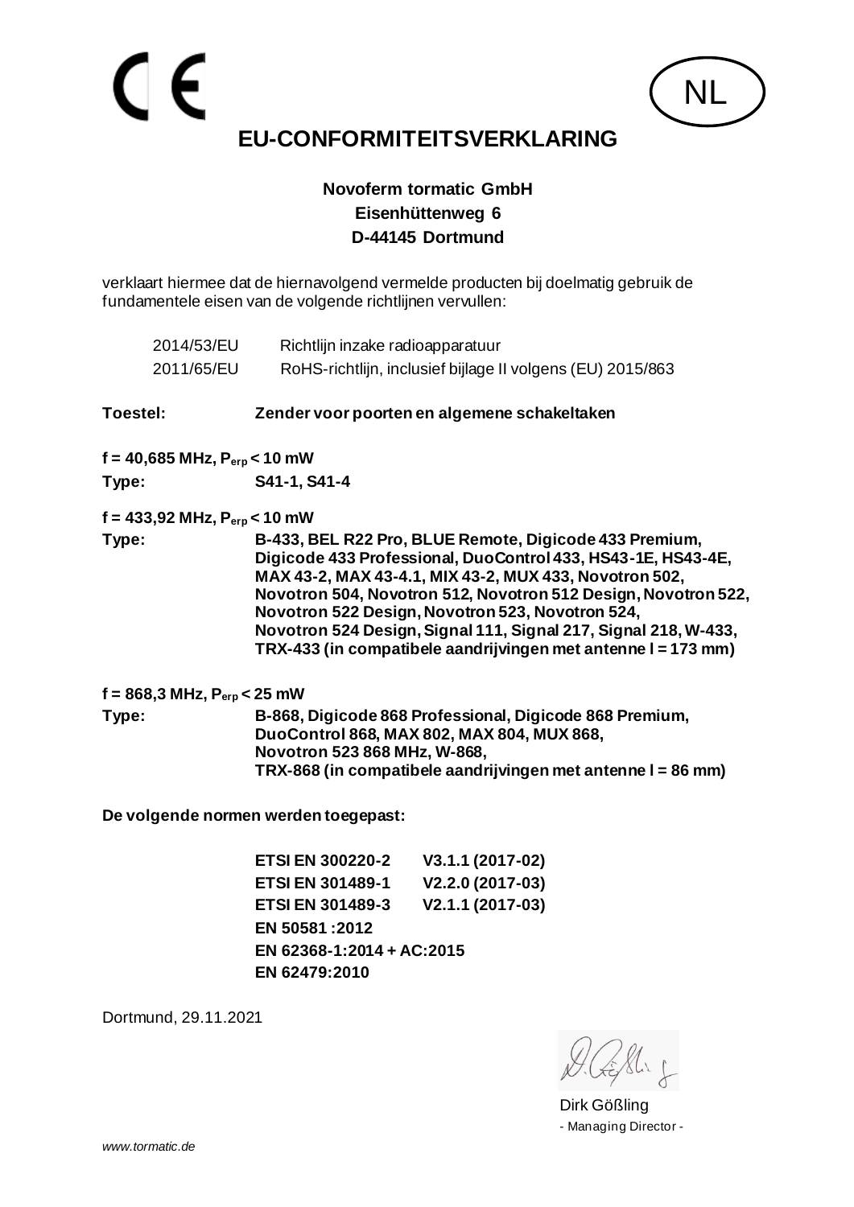CE

NL

# EU-CONFORMITEITSVERKLARING

**Novoferm tormatic GmbH**
**Eisenhüttenweg 6**
**D-44145 Dortmund**

verklaart hiermee dat de hiernavolgend vermelde producten bij doelmatig gebruik de fundamentele eisen van de volgende richtlijnen vervullen:

| | |
|---|---|
| 2014/53/EU | Richtlijn inzake radioapparatuur |
| 2011/65/EU | RoHS-richtlijn, inclusief bijlage II volgens (EU) 2015/863 |

**Toestel:** **Zender voor poorten en algemene schakeltaken**

**f = 40,685 MHz, $P_{erp}$ < 10 mW**

**Type:** **S41-1, S41-4**

**f = 433,92 MHz, $P_{erp}$ < 10 mW**

**Type:** **B-433, BEL R22 Pro, BLUE Remote, Digicode 433 Premium, Digicode 433 Professional, DuoControl 433, HS43-1E, HS43-4E, MAX 43-2, MAX 43-4.1, MIX 43-2, MUX 433, Novotron 502, Novotron 504, Novotron 512, Novotron 512 Design, Novotron 522, Novotron 522 Design, Novotron 523, Novotron 524, Novotron 524 Design, Signal 111, Signal 217, Signal 218, W-433, TRX-433 (in compatibele aandrijvingen met antenne l = 173 mm)**

**f = 868,3 MHz, $P_{erp}$ < 25 mW**

**Type:** **B-868, Digicode 868 Professional, Digicode 868 Premium, DuoControl 868, MAX 802, MAX 804, MUX 868, Novotron 523 868 MHz, W-868, TRX-868 (in compatibele aandrijvingen met antenne l = 86 mm)**

**De volgende normen werden toegepast:**

| | |
|---|---|
| **ETSI EN 300220-2** | **V3.1.1 (2017-02)** |
| **ETSI EN 301489-1** | **V2.2.0 (2017-03)** |
| **ETSI EN 301489-3** | **V2.1.1 (2017-03)** |
| **EN 50581 :2012** | |
| **EN 62368-1:2014 + AC:2015** | |
| **EN 62479:2010** | |

Dortmund, 29.11.2021

Dirk Gößling
- Managing Director -

*www.tormatic.de*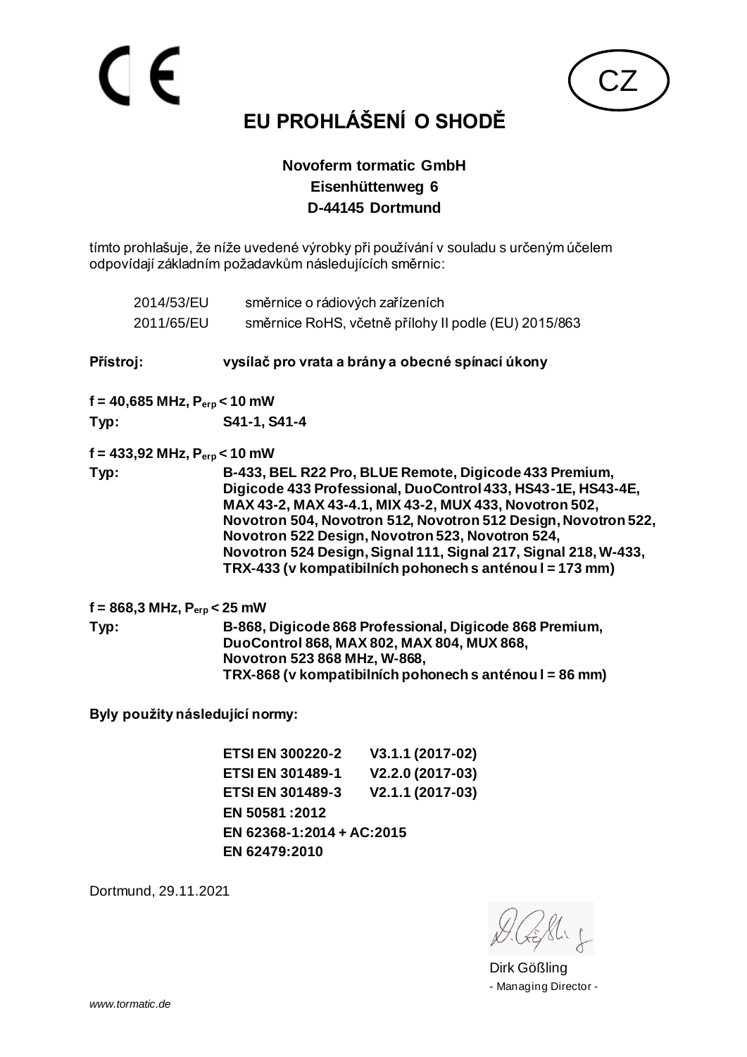CE

CZ

# EU PROHLÁŠENÍ O SHODĚ

**Novoferm tormatic GmbH**
**Eisenhüttenweg 6**
**D-44145 Dortmund**

tímto prohlašuje, že níže uvedené výrobky při používání v souladu s určeným účelem odpovídají základním požadavkům následujících směrnic:

| | |
|---|---|
| 2014/53/EU | směrnice o rádiových zařízeních |
| 2011/65/EU | směrnice RoHS, včetně přílohy II podle (EU) 2015/863 |

**Přístroj:** **vysílač pro vrata a brány a obecné spínací úkony**

**f = 40,685 MHz, $P_{erp}$ < 10 mW**

**Typ:** **S41-1, S41-4**

**f = 433,92 MHz, $P_{erp}$ < 10 mW**

**Typ:** **B-433, BEL R22 Pro, BLUE Remote, Digicode 433 Premium, Digicode 433 Professional, DuoControl 433, HS43-1E, HS43-4E, MAX 43-2, MAX 43-4.1, MIX 43-2, MUX 433, Novotron 502, Novotron 504, Novotron 512, Novotron 512 Design, Novotron 522, Novotron 522 Design, Novotron 523, Novotron 524, Novotron 524 Design, Signal 111, Signal 217, Signal 218, W-433, TRX-433 (v kompatibilních pohonech s anténou l = 173 mm)**

**f = 868,3 MHz, $P_{erp}$ < 25 mW**

**Typ:** **B-868, Digicode 868 Professional, Digicode 868 Premium, DuoControl 868, MAX 802, MAX 804, MUX 868, Novotron 523 868 MHz, W-868, TRX-868 (v kompatibilních pohonech s anténou l = 86 mm)**

**Byly použity následující normy:**

**ETSI EN 300220-2 V3.1.1 (2017-02)**
**ETSI EN 301489-1 V2.2.0 (2017-03)**
**ETSI EN 301489-3 V2.1.1 (2017-03)**
**EN 50581 :2012**
**EN 62368-1:2014 + AC:2015**
**EN 62479:2010**

Dortmund, 29.11.2021

Dirk Gößling
- Managing Director -

*www.tormatic.de*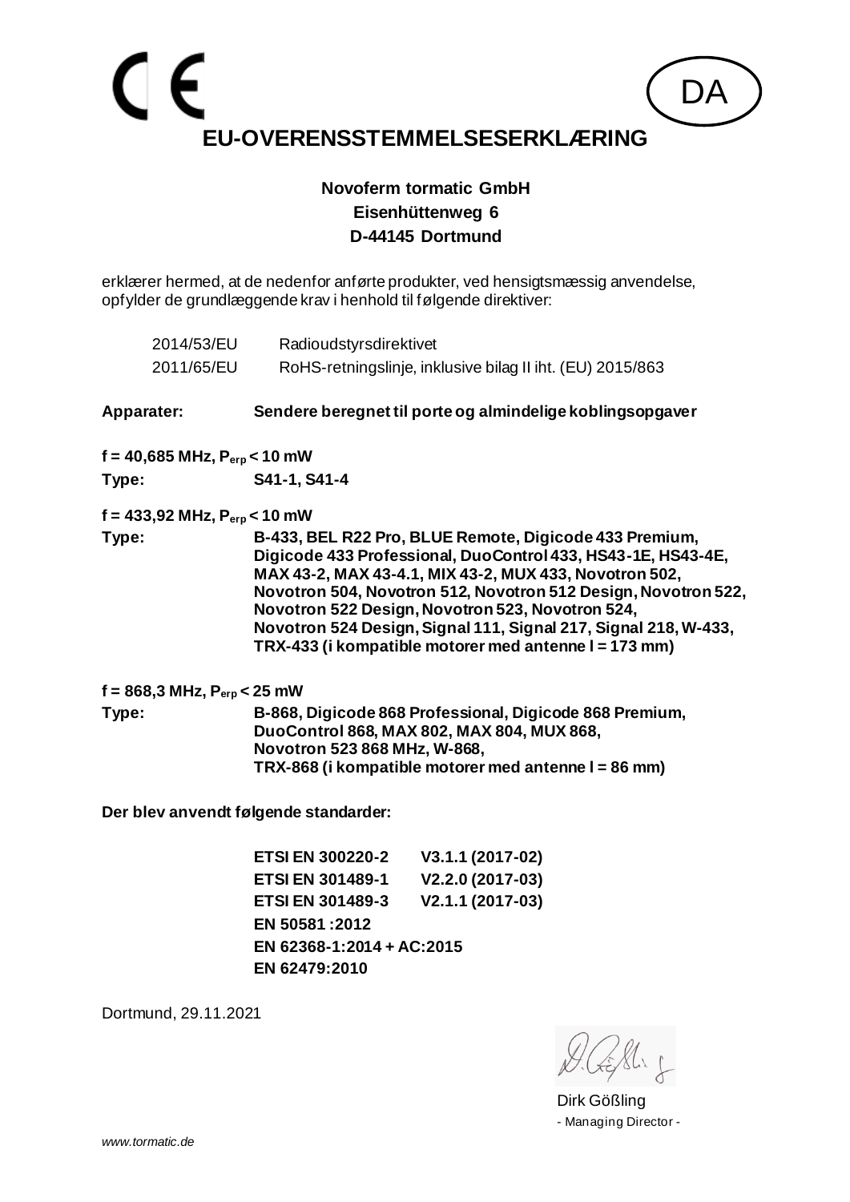CE

DA

# EU-OVERENSSTEMMELSESERKLÆRING

**Novoferm tormatic GmbH**
**Eisenhüttenweg 6**
**D-44145 Dortmund**

erklærer hermed, at de nedenfor anførte produkter, ved hensigtsmæssig anvendelse, opfylder de grundlæggende krav i henhold til følgende direktiver:

| | |
|---|---|
| 2014/53/EU | Radioudstyrsdirektivet |
| 2011/65/EU | RoHS-retningslinje, inklusive bilag II iht. (EU) 2015/863 |

**Apparater:** **Sendere beregnet til porte og almindelige koblingsopgaver**

**f = 40,685 MHz, $P_{erp}$ < 10 mW**

**Type:** **S41-1, S41-4**

**f = 433,92 MHz, $P_{erp}$ < 10 mW**

**Type:** **B-433, BEL R22 Pro, BLUE Remote, Digicode 433 Premium, Digicode 433 Professional, DuoControl 433, HS43-1E, HS43-4E, MAX 43-2, MAX 43-4.1, MIX 43-2, MUX 433, Novotron 502, Novotron 504, Novotron 512, Novotron 512 Design, Novotron 522, Novotron 522 Design, Novotron 523, Novotron 524, Novotron 524 Design, Signal 111, Signal 217, Signal 218, W-433, TRX-433 (i kompatible motorer med antenne l = 173 mm)**

**f = 868,3 MHz, $P_{erp}$ < 25 mW**

**Type:** **B-868, Digicode 868 Professional, Digicode 868 Premium, DuoControl 868, MAX 802, MAX 804, MUX 868, Novotron 523 868 MHz, W-868, TRX-868 (i kompatible motorer med antenne l = 86 mm)**

**Der blev anvendt følgende standarder:**

| | |
|---|---|
| **ETSI EN 300220-2** | **V3.1.1 (2017-02)** |
| **ETSI EN 301489-1** | **V2.2.0 (2017-03)** |
| **ETSI EN 301489-3** | **V2.1.1 (2017-03)** |
| **EN 50581 :2012** | |
| **EN 62368-1:2014 + AC:2015** | |
| **EN 62479:2010** | |

Dortmund, 29.11.2021

Dirk Gößling
- Managing Director -

*www.tormatic.de*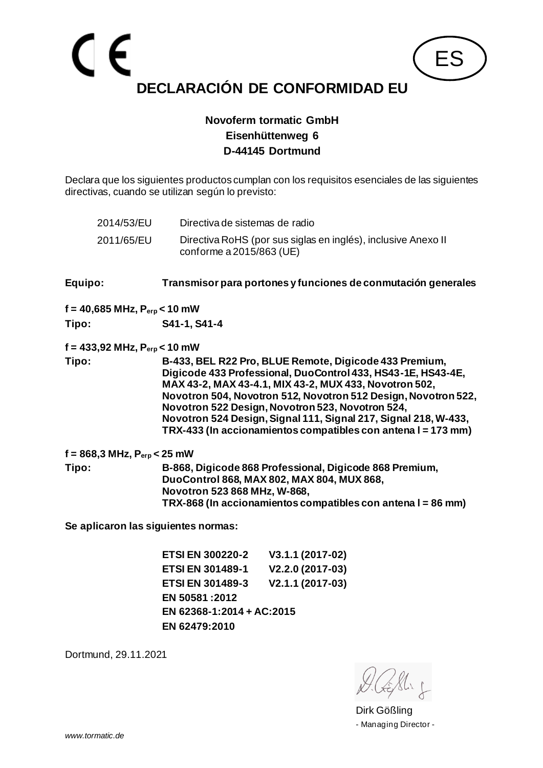CE

ES

# DECLARACIÓN DE CONFORMIDAD EU

**Novoferm tormatic GmbH**
**Eisenhüttenweg 6**
**D-44145 Dortmund**

Declara que los siguientes productos cumplan con los requisitos esenciales de las siguientes directivas, cuando se utilizan según lo previsto:

| | |
|---|---|
| 2014/53/EU | Directiva de sistemas de radio |
| 2011/65/EU | Directiva RoHS (por sus siglas en inglés), inclusive Anexo II conforme a 2015/863 (UE) |

**Equipo:** **Transmisor para portones y funciones de conmutación generales**

**f = 40,685 MHz, $P_{erp}$ < 10 mW**

**Tipo:** **S41-1, S41-4**

**f = 433,92 MHz, $P_{erp}$ < 10 mW**

**Tipo:** **B-433, BEL R22 Pro, BLUE Remote, Digicode 433 Premium, Digicode 433 Professional, DuoControl 433, HS43-1E, HS43-4E, MAX 43-2, MAX 43-4.1, MIX 43-2, MUX 433, Novotron 502, Novotron 504, Novotron 512, Novotron 512 Design, Novotron 522, Novotron 522 Design, Novotron 523, Novotron 524, Novotron 524 Design, Signal 111, Signal 217, Signal 218, W-433, TRX-433 (In accionamientos compatibles con antena l = 173 mm)**

**f = 868,3 MHz, $P_{erp}$ < 25 mW**

**Tipo:** **B-868, Digicode 868 Professional, Digicode 868 Premium, DuoControl 868, MAX 802, MAX 804, MUX 868, Novotron 523 868 MHz, W-868, TRX-868 (In accionamientos compatibles con antena l = 86 mm)**

**Se aplicaron las siguientes normas:**

| | |
|---|---|
| **ETSI EN 300220-2** | **V3.1.1 (2017-02)** |
| **ETSI EN 301489-1** | **V2.2.0 (2017-03)** |
| **ETSI EN 301489-3** | **V2.1.1 (2017-03)** |
| **EN 50581 :2012** | |
| **EN 62368-1:2014 + AC:2015** | |
| **EN 62479:2010** | |

Dortmund, 29.11.2021

Dirk Gößling
- Managing Director -

*www.tormatic.de*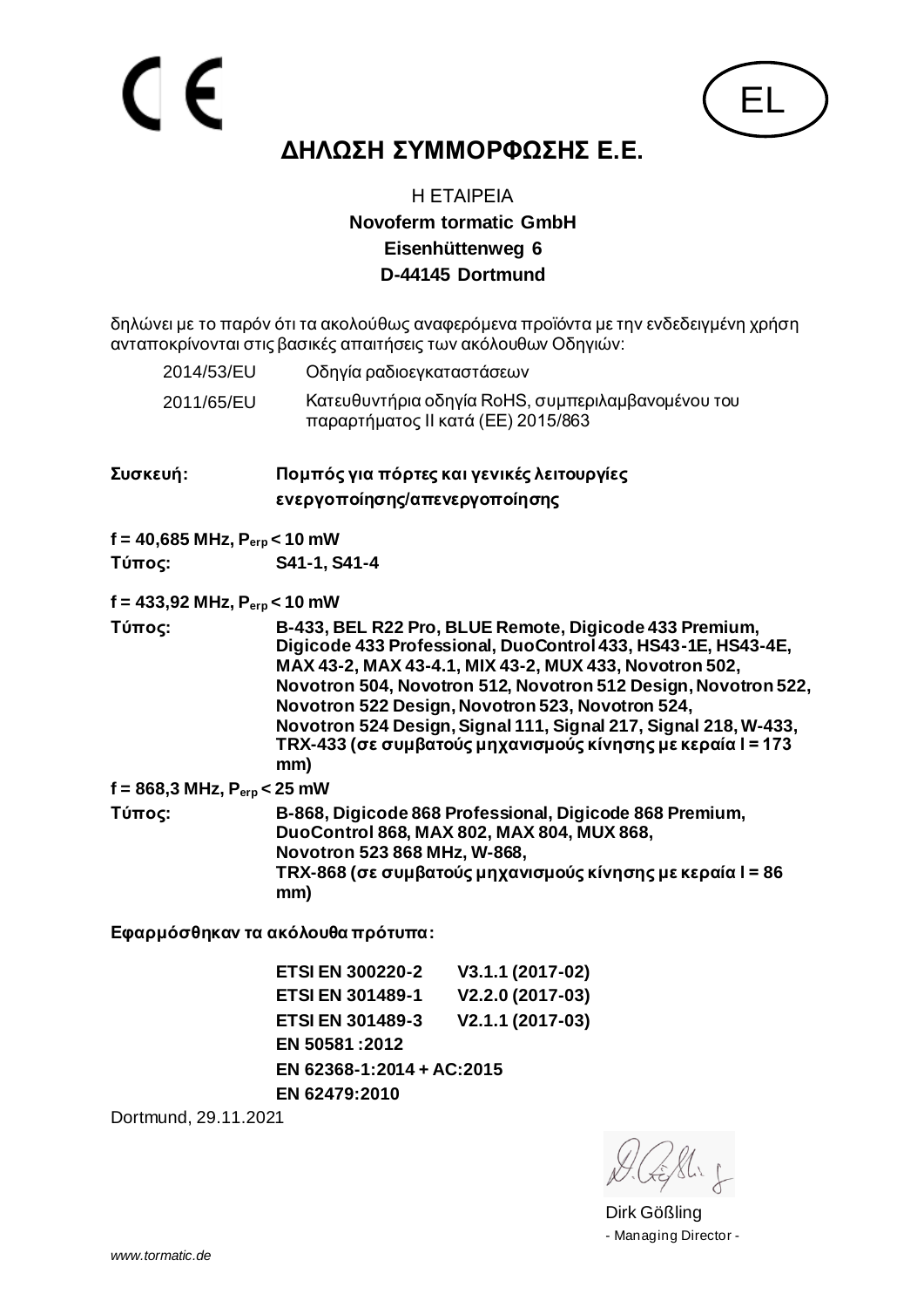CE

EL

# ΔΗΛΩΣΗ ΣΥΜΜΟΡΦΩΣΗΣ Ε.Ε.

Η ΕΤΑΙΡΕΙΑ
**Novoferm tormatic GmbH**
**Eisenhüttenweg 6**
**D-44145 Dortmund**

δηλώνει με το παρόν ότι τα ακολούθως αναφερόμενα προϊόντα με την ενδεδειγμένη χρήση ανταποκρίνονται στις βασικές απαιτήσεις των ακόλουθων Οδηγιών:

| | |
|---|---|
| 2014/53/EU | Οδηγία ραδιοεγκαταστάσεων |
| 2011/65/EU | Κατευθυντήρια οδηγία RoHS, συμπεριλαμβανομένου του παραρτήματος II κατά (ΕΕ) 2015/863 |

**Συσκευή:** **Πομπός για πόρτες και γενικές λειτουργίες ενεργοποίησης/απενεργοποίησης**

**f = 40,685 MHz, $P_{erp}$ < 10 mW**

**Τύπος:** **S41-1, S41-4**

**f = 433,92 MHz, $P_{erp}$ < 10 mW**

**Τύπος:** **B-433, BEL R22 Pro, BLUE Remote, Digicode 433 Premium, Digicode 433 Professional, DuoControl 433, HS43-1E, HS43-4E, MAX 43-2, MAX 43-4.1, MIX 43-2, MUX 433, Novotron 502, Novotron 504, Novotron 512, Novotron 512 Design, Novotron 522, Novotron 522 Design, Novotron 523, Novotron 524, Novotron 524 Design, Signal 111, Signal 217, Signal 218, W-433, TRX-433 (σε συμβατούς μηχανισμούς κίνησης με κεραία l = 173 mm)**

**f = 868,3 MHz, $P_{erp}$ < 25 mW**

**Τύπος:** **B-868, Digicode 868 Professional, Digicode 868 Premium, DuoControl 868, MAX 802, MAX 804, MUX 868, Novotron 523 868 MHz, W-868, TRX-868 (σε συμβατούς μηχανισμούς κίνησης με κεραία l = 86 mm)**

**Εφαρμόσθηκαν τα ακόλουθα πρότυπα:**

| | |
|---|---|
| **ETSI EN 300220-2** | **V3.1.1 (2017-02)** |
| **ETSI EN 301489-1** | **V2.2.0 (2017-03)** |
| **ETSI EN 301489-3** | **V2.1.1 (2017-03)** |
| **EN 50581 :2012** | |
| **EN 62368-1:2014 + AC:2015** | |
| **EN 62479:2010** | |

Dortmund, 29.11.2021

Dirk Gößling
- Managing Director -

*www.tormatic.de*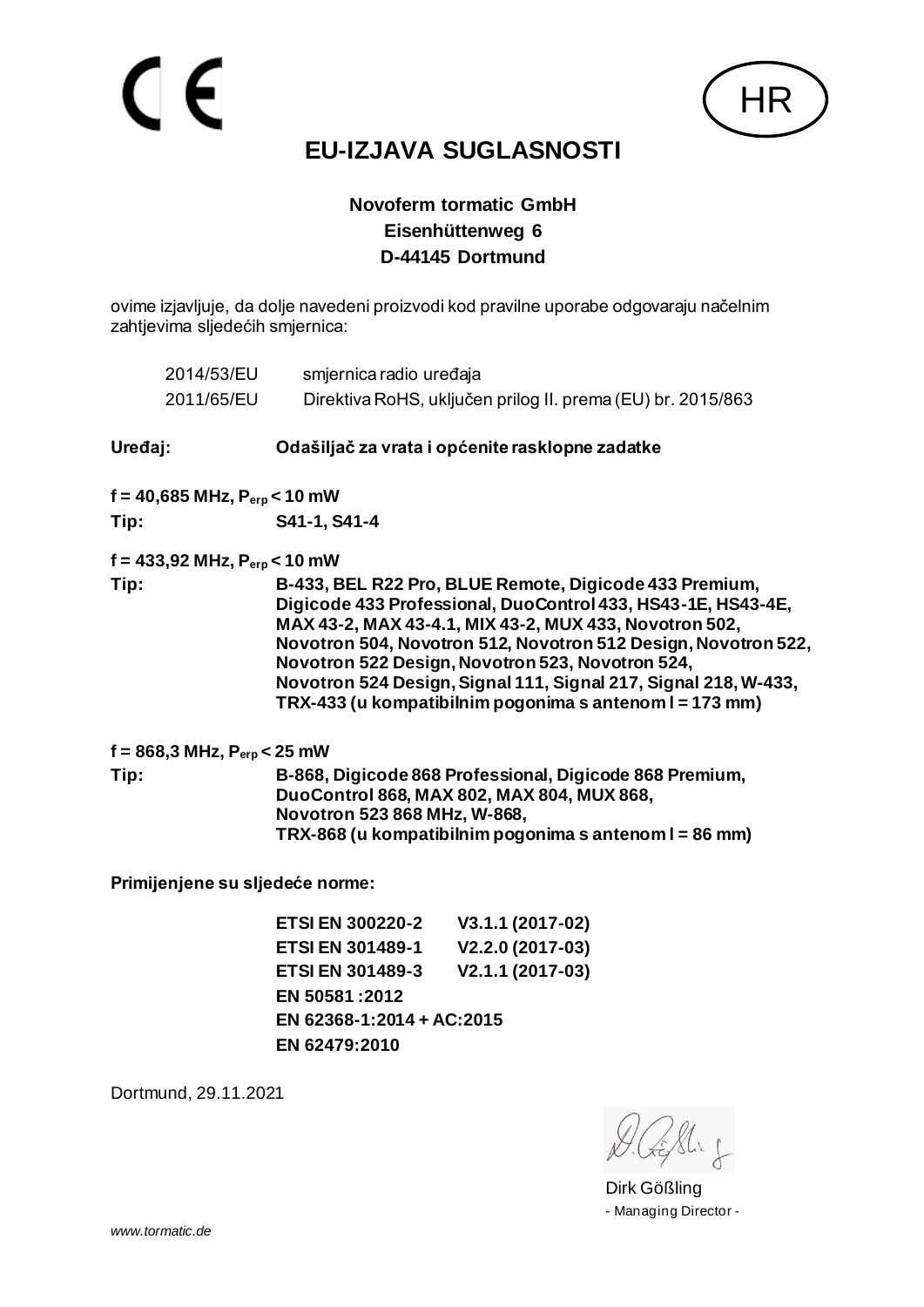CE

HR

# EU-IZJAVA SUGLASNOSTI

**Novoferm tormatic GmbH**
**Eisenhüttenweg 6**
**D-44145 Dortmund**

ovime izjavljuje, da dolje navedeni proizvodi kod pravilne uporabe odgovaraju načelnim zahtjevima sljedećih smjernica:

| | |
|---|---|
| 2014/53/EU | smjernica radio uređaja |
| 2011/65/EU | Direktiva RoHS, uključen prilog II. prema (EU) br. 2015/863 |

**Uređaj:** **Odašiljač za vrata i općenite rasklopne zadatke**

**f = 40,685 MHz, $P_{erp}$ < 10 mW**

**Tip:** **S41-1, S41-4**

**f = 433,92 MHz, $P_{erp}$ < 10 mW**

**Tip:** **B-433, BEL R22 Pro, BLUE Remote, Digicode 433 Premium, Digicode 433 Professional, DuoControl 433, HS43-1E, HS43-4E, MAX 43-2, MAX 43-4.1, MIX 43-2, MUX 433, Novotron 502, Novotron 504, Novotron 512, Novotron 512 Design, Novotron 522, Novotron 522 Design, Novotron 523, Novotron 524, Novotron 524 Design, Signal 111, Signal 217, Signal 218, W-433, TRX-433 (u kompatibilnim pogonima s antenom l = 173 mm)**

**f = 868,3 MHz, $P_{erp}$ < 25 mW**

**Tip:** **B-868, Digicode 868 Professional, Digicode 868 Premium, DuoControl 868, MAX 802, MAX 804, MUX 868, Novotron 523 868 MHz, W-868, TRX-868 (u kompatibilnim pogonima s antenom l = 86 mm)**

**Primijenjene su sljedeće norme:**

**ETSI EN 300220-2 V3.1.1 (2017-02)**
**ETSI EN 301489-1 V2.2.0 (2017-03)**
**ETSI EN 301489-3 V2.1.1 (2017-03)**
**EN 50581 :2012**
**EN 62368-1:2014 + AC:2015**
**EN 62479:2010**

Dortmund, 29.11.2021

Dirk Gößling
- Managing Director -

*www.tormatic.de*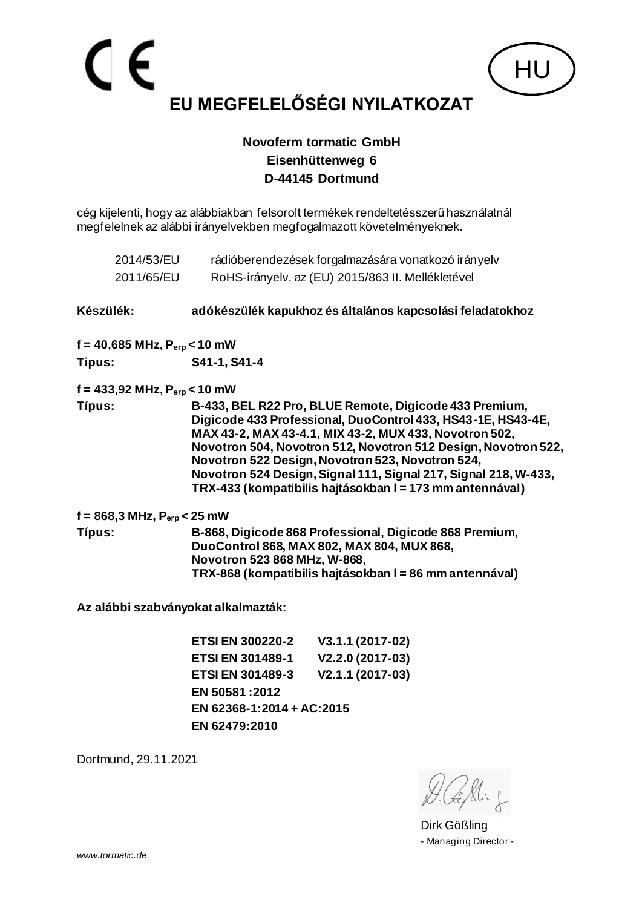CE

HU

# EU MEGFELELŐSÉGI NYILATKOZAT

**Novoferm tormatic GmbH**
**Eisenhüttenweg 6**
**D-44145 Dortmund**

cég kijelenti, hogy az alábbiakban felsorolt termékek rendeltetésszerű használatnál megfelelnek az alábbi irányelvekben megfogalmazott követelményeknek.

| | |
|---|---|
| 2014/53/EU | rádióberendezések forgalmazására vonatkozó irányelv |
| 2011/65/EU | RoHS-irányelv, az (EU) 2015/863 II. Mellékletével |

**Készülék:** **adókészülék kapukhoz és általános kapcsolási feladatokhoz**

**f = 40,685 MHz, $P_{erp}$ < 10 mW**

**Tipus:** **S41-1, S41-4**

**f = 433,92 MHz, $P_{erp}$ < 10 mW**

**Típus:** **B-433, BEL R22 Pro, BLUE Remote, Digicode 433 Premium, Digicode 433 Professional, DuoControl 433, HS43-1E, HS43-4E, MAX 43-2, MAX 43-4.1, MIX 43-2, MUX 433, Novotron 502, Novotron 504, Novotron 512, Novotron 512 Design, Novotron 522, Novotron 522 Design, Novotron 523, Novotron 524, Novotron 524 Design, Signal 111, Signal 217, Signal 218, W-433, TRX-433 (kompatibilis hajtásokban l = 173 mm antennával)**

**f = 868,3 MHz, $P_{erp}$ < 25 mW**

**Típus:** **B-868, Digicode 868 Professional, Digicode 868 Premium, DuoControl 868, MAX 802, MAX 804, MUX 868, Novotron 523 868 MHz, W-868, TRX-868 (kompatibilis hajtásokban l = 86 mm antennával)**

**Az alábbi szabványokat alkalmazták:**

**ETSI EN 300220-2 V3.1.1 (2017-02)**
**ETSI EN 301489-1 V2.2.0 (2017-03)**
**ETSI EN 301489-3 V2.1.1 (2017-03)**
**EN 50581 :2012**
**EN 62368-1:2014 + AC:2015**
**EN 62479:2010**

Dortmund, 29.11.2021

Dirk Gößling
- Managing Director -

*www.tormatic.de*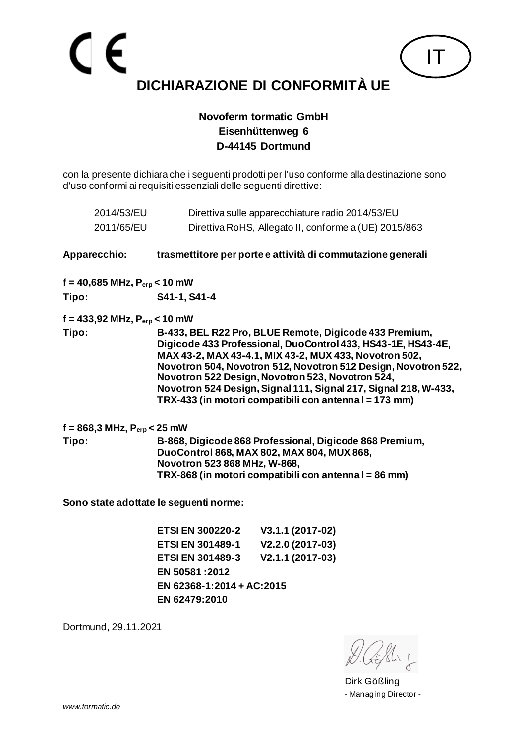CE

IT

# DICHIARAZIONE DI CONFORMITÀ UE

**Novoferm tormatic GmbH**
**Eisenhüttenweg 6**
**D-44145 Dortmund**

con la presente dichiara che i seguenti prodotti per l'uso conforme alla destinazione sono d'uso conformi ai requisiti essenziali delle seguenti direttive:

| | |
|---|---|
| 2014/53/EU | Direttiva sulle apparecchiature radio 2014/53/EU |
| 2011/65/EU | Direttiva RoHS, Allegato II, conforme a (UE) 2015/863 |

**Apparecchio:** **trasmettitore per porte e attività di commutazione generali**

**f = 40,685 MHz, $P_{erp}$ < 10 mW**

**Tipo:** **S41-1, S41-4**

**f = 433,92 MHz, $P_{erp}$ < 10 mW**

**Tipo:** **B-433, BEL R22 Pro, BLUE Remote, Digicode 433 Premium, Digicode 433 Professional, DuoControl 433, HS43-1E, HS43-4E, MAX 43-2, MAX 43-4.1, MIX 43-2, MUX 433, Novotron 502, Novotron 504, Novotron 512, Novotron 512 Design, Novotron 522, Novotron 522 Design, Novotron 523, Novotron 524, Novotron 524 Design, Signal 111, Signal 217, Signal 218, W-433, TRX-433 (in motori compatibili con antenna l = 173 mm)**

**f = 868,3 MHz, $P_{erp}$ < 25 mW**

**Tipo:** **B-868, Digicode 868 Professional, Digicode 868 Premium, DuoControl 868, MAX 802, MAX 804, MUX 868, Novotron 523 868 MHz, W-868, TRX-868 (in motori compatibili con antenna l = 86 mm)**

**Sono state adottate le seguenti norme:**

**ETSI EN 300220-2 V3.1.1 (2017-02)**
**ETSI EN 301489-1 V2.2.0 (2017-03)**
**ETSI EN 301489-3 V2.1.1 (2017-03)**
**EN 50581 :2012**
**EN 62368-1:2014 + AC:2015**
**EN 62479:2010**

Dortmund, 29.11.2021

Dirk Gößling
- Managing Director -

*www.tormatic.de*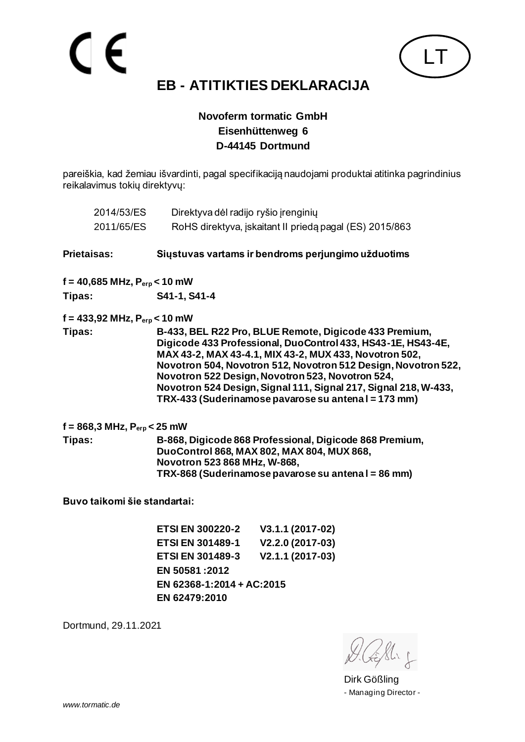CE

LT

# EB - ATITIKTIES DEKLARACIJA

**Novoferm tormatic GmbH**
**Eisenhüttenweg 6**
**D-44145 Dortmund**

pareiškia, kad žemiau išvardinti, pagal specifikaciją naudojami produktai atitinka pagrindinius reikalavimus tokių direktyvų:

| | |
|---|---|
| 2014/53/ES | Direktyva dėl radijo ryšio įrenginių |
| 2011/65/ES | RoHS direktyva, įskaitant II priedą pagal (ES) 2015/863 |

**Prietaisas:** **Siųstuvas vartams ir bendroms perjungimo užduotims**

**f = 40,685 MHz, $P_{erp}$ < 10 mW**

**Tipas:** **S41-1, S41-4**

**f = 433,92 MHz, $P_{erp}$ < 10 mW**

**Tipas:** **B-433, BEL R22 Pro, BLUE Remote, Digicode 433 Premium, Digicode 433 Professional, DuoControl 433, HS43-1E, HS43-4E, MAX 43-2, MAX 43-4.1, MIX 43-2, MUX 433, Novotron 502, Novotron 504, Novotron 512, Novotron 512 Design, Novotron 522, Novotron 522 Design, Novotron 523, Novotron 524, Novotron 524 Design, Signal 111, Signal 217, Signal 218, W-433, TRX-433 (Suderinamose pavarose su antena l = 173 mm)**

**f = 868,3 MHz, $P_{erp}$ < 25 mW**

**Tipas:** **B-868, Digicode 868 Professional, Digicode 868 Premium, DuoControl 868, MAX 802, MAX 804, MUX 868, Novotron 523 868 MHz, W-868, TRX-868 (Suderinamose pavarose su antena l = 86 mm)**

**Buvo taikomi šie standartai:**

| | |
|---|---|
| **ETSI EN 300220-2** | **V3.1.1 (2017-02)** |
| **ETSI EN 301489-1** | **V2.2.0 (2017-03)** |
| **ETSI EN 301489-3** | **V2.1.1 (2017-03)** |
| **EN 50581 :2012** | |
| **EN 62368-1:2014 + AC:2015** | |
| **EN 62479:2010** | |

Dortmund, 29.11.2021

Dirk Gößling
- Managing Director -

*www.tormatic.de*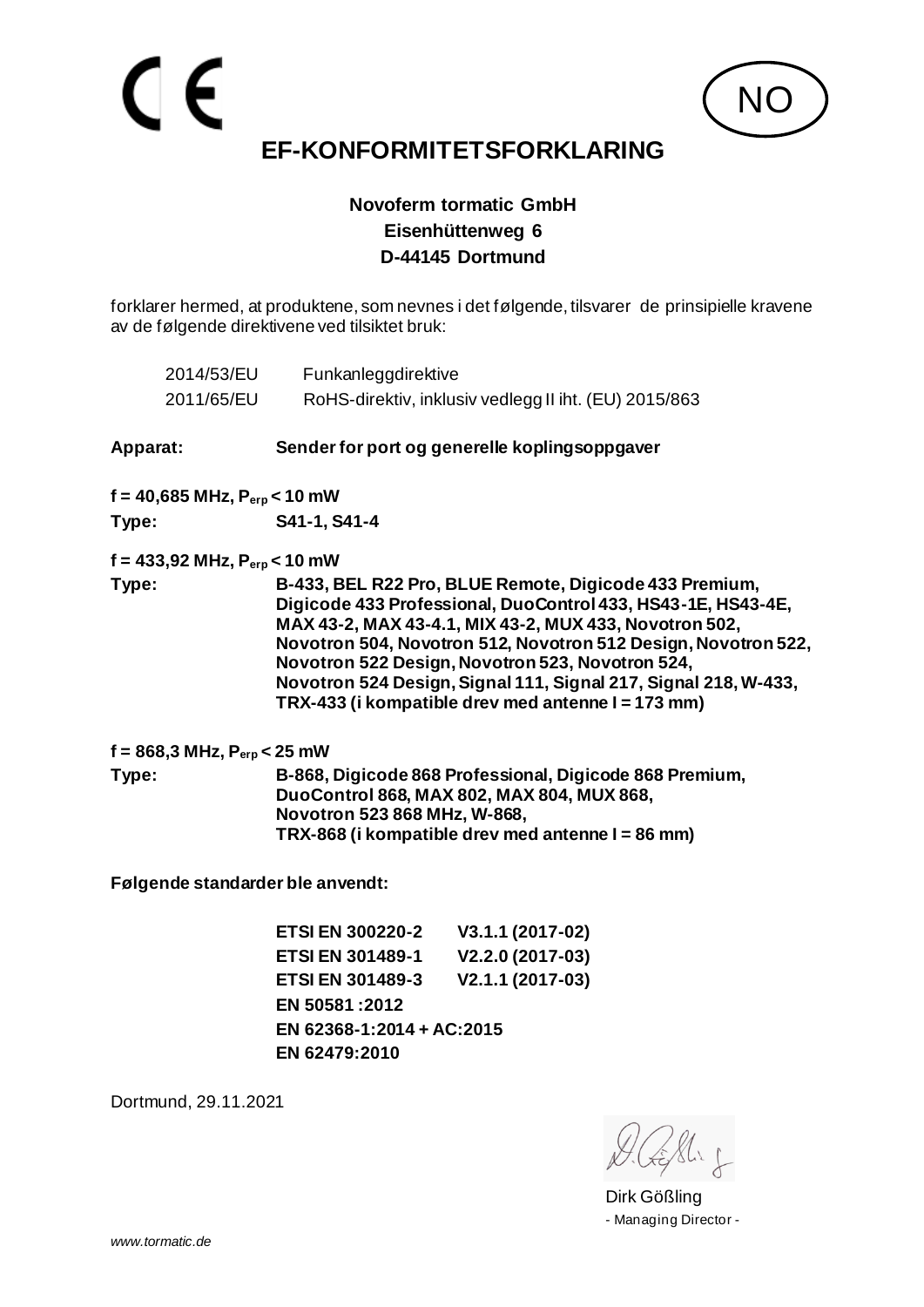CE

NO

# EF-KONFORMITETSFORKLARING

**Novoferm tormatic GmbH**
**Eisenhüttenweg 6**
**D-44145 Dortmund**

forklarer hermed, at produktene, som nevnes i det følgende, tilsvarer de prinsipielle kravene av de følgende direktivene ved tilsiktet bruk:

| | |
|---|---|
| 2014/53/EU | Funkanleggdirektive |
| 2011/65/EU | RoHS-direktiv, inklusiv vedlegg II iht. (EU) 2015/863 |

**Apparat:** **Sender for port og generelle koplingsoppgaver**

**f = 40,685 MHz, $P_{erp}$ < 10 mW**

**Type:** **S41-1, S41-4**

**f = 433,92 MHz, $P_{erp}$ < 10 mW**

**Type:** **B-433, BEL R22 Pro, BLUE Remote, Digicode 433 Premium, Digicode 433 Professional, DuoControl 433, HS43-1E, HS43-4E, MAX 43-2, MAX 43-4.1, MIX 43-2, MUX 433, Novotron 502, Novotron 504, Novotron 512, Novotron 512 Design, Novotron 522, Novotron 522 Design, Novotron 523, Novotron 524, Novotron 524 Design, Signal 111, Signal 217, Signal 218, W-433, TRX-433 (i kompatible drev med antenne l = 173 mm)**

**f = 868,3 MHz, $P_{erp}$ < 25 mW**

**Type:** **B-868, Digicode 868 Professional, Digicode 868 Premium, DuoControl 868, MAX 802, MAX 804, MUX 868, Novotron 523 868 MHz, W-868, TRX-868 (i kompatible drev med antenne l = 86 mm)**

**Følgende standarder ble anvendt:**

**ETSI EN 300220-2 V3.1.1 (2017-02)**
**ETSI EN 301489-1 V2.2.0 (2017-03)**
**ETSI EN 301489-3 V2.1.1 (2017-03)**
**EN 50581 :2012**
**EN 62368-1:2014 + AC:2015**
**EN 62479:2010**

Dortmund, 29.11.2021

Dirk Gößling
- Managing Director -

*www.tormatic.de*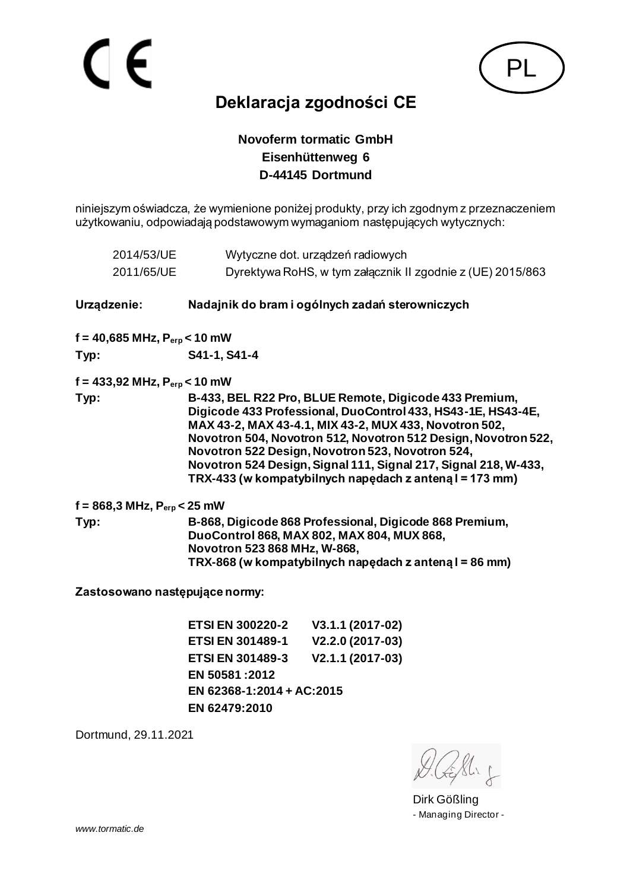CE

PL

# Deklaracja zgodności CE

**Novoferm tormatic GmbH**
**Eisenhüttenweg 6**
**D-44145 Dortmund**

niniejszym oświadcza, że wymienione poniżej produkty, przy ich zgodnym z przeznaczeniem użytkowaniu, odpowiadają podstawowym wymaganiom następujących wytycznych:

| | |
|---|---|
| 2014/53/UE | Wytyczne dot. urządzeń radiowych |
| 2011/65/UE | Dyrektywa RoHS, w tym załącznik II zgodnie z (UE) 2015/863 |

**Urządzenie:** **Nadajnik do bram i ogólnych zadań sterowniczych**

**f = 40,685 MHz, $P_{erp}$ < 10 mW**

**Typ:** **S41-1, S41-4**

**f = 433,92 MHz, $P_{erp}$ < 10 mW**

**Typ:** **B-433, BEL R22 Pro, BLUE Remote, Digicode 433 Premium, Digicode 433 Professional, DuoControl 433, HS43-1E, HS43-4E, MAX 43-2, MAX 43-4.1, MIX 43-2, MUX 433, Novotron 502, Novotron 504, Novotron 512, Novotron 512 Design, Novotron 522, Novotron 522 Design, Novotron 523, Novotron 524, Novotron 524 Design, Signal 111, Signal 217, Signal 218, W-433, TRX-433 (w kompatybilnych napędach z anteną l = 173 mm)**

**f = 868,3 MHz, $P_{erp}$ < 25 mW**

**Typ:** **B-868, Digicode 868 Professional, Digicode 868 Premium, DuoControl 868, MAX 802, MAX 804, MUX 868, Novotron 523 868 MHz, W-868, TRX-868 (w kompatybilnych napędach z anteną l = 86 mm)**

**Zastosowano następujące normy:**

**ETSI EN 300220-2 V3.1.1 (2017-02)**
**ETSI EN 301489-1 V2.2.0 (2017-03)**
**ETSI EN 301489-3 V2.1.1 (2017-03)**
**EN 50581 :2012**
**EN 62368-1:2014 + AC:2015**
**EN 62479:2010**

Dortmund, 29.11.2021

Dirk Gößling
- Managing Director -

*www.tormatic.de*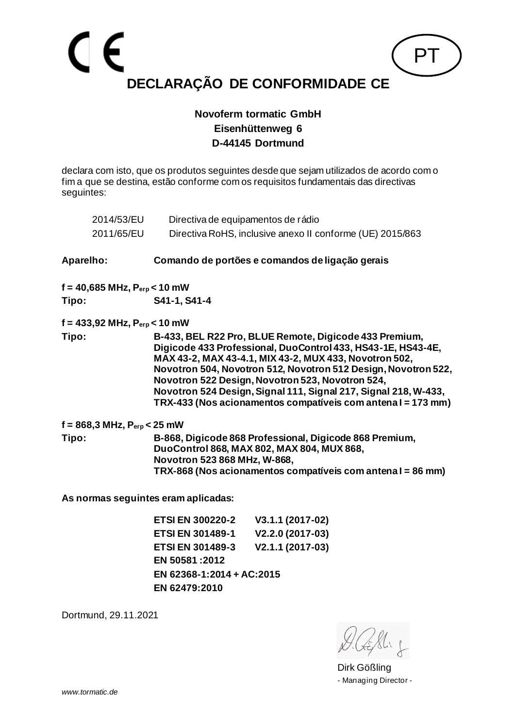CE

PT

# DECLARAÇÃO DE CONFORMIDADE CE

**Novoferm tormatic GmbH**
**Eisenhüttenweg 6**
**D-44145 Dortmund**

declara com isto, que os produtos seguintes desde que sejam utilizados de acordo com o fim a que se destina, estão conforme com os requisitos fundamentais das directivas seguintes:

| | |
|---|---|
| 2014/53/EU | Directiva de equipamentos de rádio |
| 2011/65/EU | Directiva RoHS, inclusive anexo II conforme (UE) 2015/863 |

**Aparelho:** **Comando de portões e comandos de ligação gerais**

**f = 40,685 MHz, $P_{erp}$ < 10 mW**
**Tipo:** **S41-1, S41-4**

**f = 433,92 MHz, $P_{erp}$ < 10 mW**
**Tipo:** **B-433, BEL R22 Pro, BLUE Remote, Digicode 433 Premium, Digicode 433 Professional, DuoControl 433, HS43-1E, HS43-4E, MAX 43-2, MAX 43-4.1, MIX 43-2, MUX 433, Novotron 502, Novotron 504, Novotron 512, Novotron 512 Design, Novotron 522, Novotron 522 Design, Novotron 523, Novotron 524, Novotron 524 Design, Signal 111, Signal 217, Signal 218, W-433, TRX-433 (Nos acionamentos compatíveis com antena l = 173 mm)**

**f = 868,3 MHz, $P_{erp}$ < 25 mW**
**Tipo:** **B-868, Digicode 868 Professional, Digicode 868 Premium, DuoControl 868, MAX 802, MAX 804, MUX 868, Novotron 523 868 MHz, W-868, TRX-868 (Nos acionamentos compatíveis com antena l = 86 mm)**

**As normas seguintes eram aplicadas:**

| | |
|---|---|
| **ETSI EN 300220-2** | **V3.1.1 (2017-02)** |
| **ETSI EN 301489-1** | **V2.2.0 (2017-03)** |
| **ETSI EN 301489-3** | **V2.1.1 (2017-03)** |
| **EN 50581 :2012** | |
| **EN 62368-1:2014 + AC:2015** | |
| **EN 62479:2010** | |

Dortmund, 29.11.2021

Dirk Gößling
- Managing Director -

*www.tormatic.de*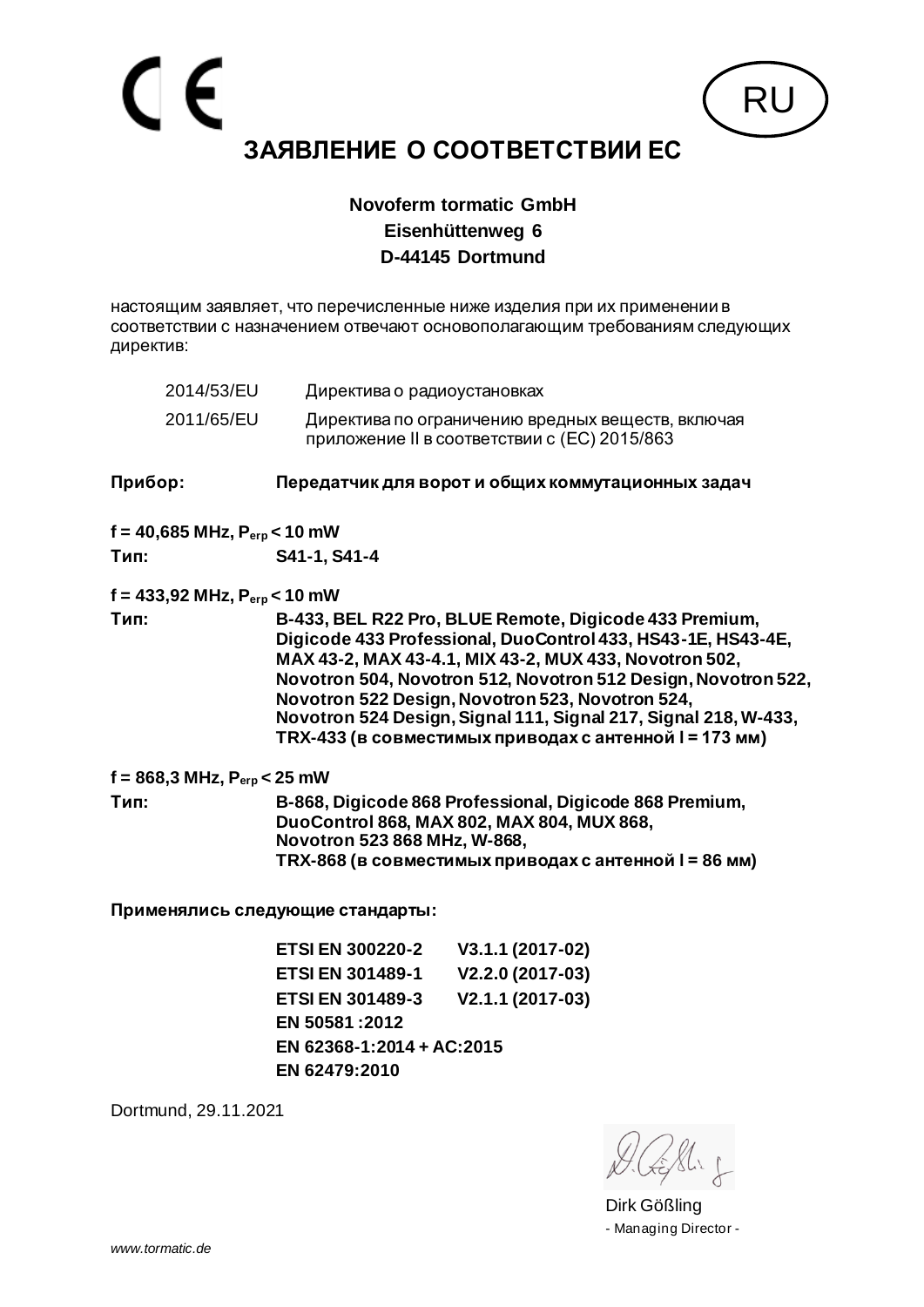CE

RU

# ЗАЯВЛЕНИЕ О СООТВЕТСТВИИ ЕС

**Novoferm tormatic GmbH**
**Eisenhüttenweg 6**
**D-44145 Dortmund**

настоящим заявляет, что перечисленные ниже изделия при их применении в соответствии с назначением отвечают основополагающим требованиям следующих директив:

| | |
|---|---|
| 2014/53/EU | Директива о радиоустановках |
| 2011/65/EU | Директива по ограничению вредных веществ, включая приложение II в соответствии с (ЕС) 2015/863 |

**Прибор:** **Передатчик для ворот и общих коммутационных задач**

**f = 40,685 MHz, $P_{erp}$ < 10 mW**

**Тип:** **S41-1, S41-4**

**f = 433,92 MHz, $P_{erp}$ < 10 mW**

**Тип:** **B-433, BEL R22 Pro, BLUE Remote, Digicode 433 Premium, Digicode 433 Professional, DuoControl 433, HS43-1E, HS43-4E, MAX 43-2, MAX 43-4.1, MIX 43-2, MUX 433, Novotron 502, Novotron 504, Novotron 512, Novotron 512 Design, Novotron 522, Novotron 522 Design, Novotron 523, Novotron 524, Novotron 524 Design, Signal 111, Signal 217, Signal 218, W-433, TRX-433 (в совместимых приводах с антенной l = 173 мм)**

**f = 868,3 MHz, $P_{erp}$ < 25 mW**

**Тип:** **B-868, Digicode 868 Professional, Digicode 868 Premium, DuoControl 868, MAX 802, MAX 804, MUX 868, Novotron 523 868 MHz, W-868, TRX-868 (в совместимых приводах с антенной l = 86 мм)**

**Применялись следующие стандарты:**

**ETSI EN 300220-2 V3.1.1 (2017-02)**
**ETSI EN 301489-1 V2.2.0 (2017-03)**
**ETSI EN 301489-3 V2.1.1 (2017-03)**
**EN 50581 :2012**
**EN 62368-1:2014 + AC:2015**
**EN 62479:2010**

Dortmund, 29.11.2021

Dirk Gößling
\- Managing Director -

*www.tormatic.de*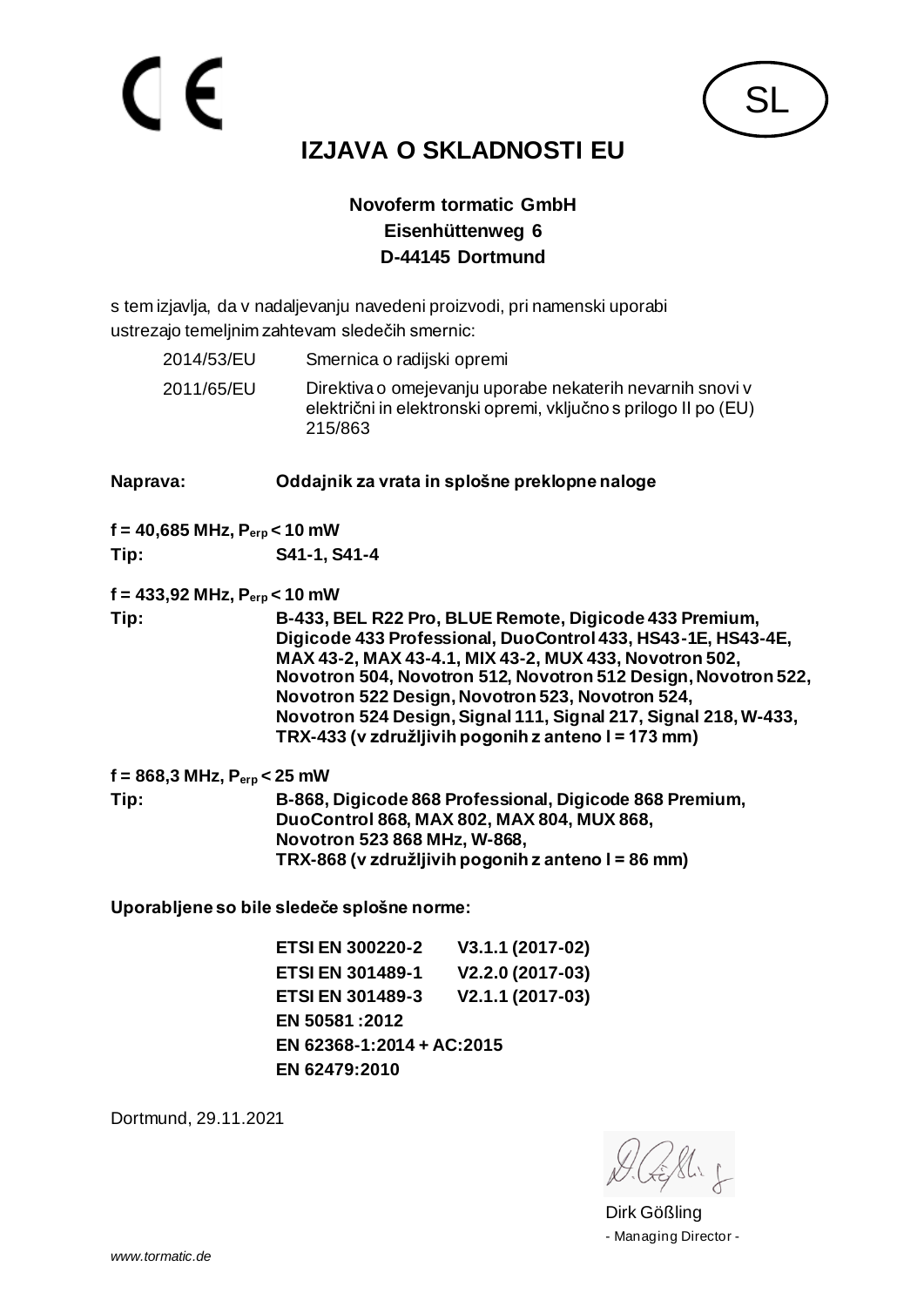CE

SL

# IZJAVA O SKLADNOSTI EU

**Novoferm tormatic GmbH**
**Eisenhüttenweg 6**
**D-44145 Dortmund**

s tem izjavlja, da v nadaljevanju navedeni proizvodi, pri namenski uporabi ustrezajo temeljnim zahtevam sledečih smernic:

| | |
|---|---|
| 2014/53/EU | Smernica o radijski opremi |
| 2011/65/EU | Direktiva o omejevanju uporabe nekaterih nevarnih snovi v električni in elektronski opremi, vključno s prilogo II po (EU) 215/863 |

**Naprava:** **Oddajnik za vrata in splošne preklopne naloge**

**f = 40,685 MHz, $P_{erp}$ < 10 mW**

**Tip:** **S41-1, S41-4**

**f = 433,92 MHz, $P_{erp}$ < 10 mW**

**Tip:** **B-433, BEL R22 Pro, BLUE Remote, Digicode 433 Premium, Digicode 433 Professional, DuoControl 433, HS43-1E, HS43-4E, MAX 43-2, MAX 43-4.1, MIX 43-2, MUX 433, Novotron 502, Novotron 504, Novotron 512, Novotron 512 Design, Novotron 522, Novotron 522 Design, Novotron 523, Novotron 524, Novotron 524 Design, Signal 111, Signal 217, Signal 218, W-433, TRX-433 (v združljivih pogonih z anteno l = 173 mm)**

**f = 868,3 MHz, $P_{erp}$ < 25 mW**

**Tip:** **B-868, Digicode 868 Professional, Digicode 868 Premium, DuoControl 868, MAX 802, MAX 804, MUX 868, Novotron 523 868 MHz, W-868, TRX-868 (v združljivih pogonih z anteno l = 86 mm)**

**Uporabljene so bile sledeče splošne norme:**

**ETSI EN 300220-2 V3.1.1 (2017-02)**
**ETSI EN 301489-1 V2.2.0 (2017-03)**
**ETSI EN 301489-3 V2.1.1 (2017-03)**
**EN 50581 :2012**
**EN 62368-1:2014 + AC:2015**
**EN 62479:2010**

Dortmund, 29.11.2021

Dirk Gößling
- Managing Director -

*www.tormatic.de*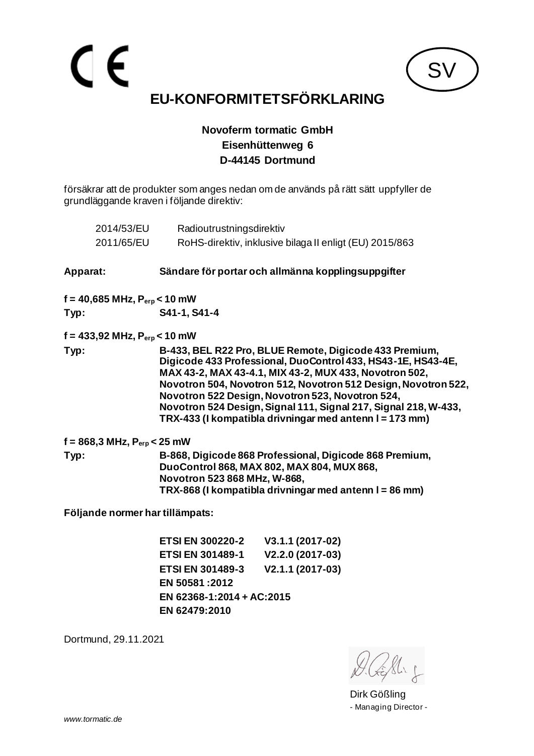CE

SV

# EU-KONFORMITETSFÖRKLARING

**Novoferm tormatic GmbH**
**Eisenhüttenweg 6**
**D-44145 Dortmund**

försäkrar att de produkter som anges nedan om de används på rätt sätt uppfyller de grundläggande kraven i följande direktiv:

| | |
|---|---|
| 2014/53/EU | Radioutrustningsdirektiv |
| 2011/65/EU | RoHS-direktiv, inklusive bilaga II enligt (EU) 2015/863 |

**Apparat:** **Sändare för portar och allmänna kopplingsuppgifter**

**f = 40,685 MHz, $P_{erp}$ < 10 mW**

**Typ:** **S41-1, S41-4**

**f = 433,92 MHz, $P_{erp}$ < 10 mW**

**Typ:** **B-433, BEL R22 Pro, BLUE Remote, Digicode 433 Premium, Digicode 433 Professional, DuoControl 433, HS43-1E, HS43-4E, MAX 43-2, MAX 43-4.1, MIX 43-2, MUX 433, Novotron 502, Novotron 504, Novotron 512, Novotron 512 Design, Novotron 522, Novotron 522 Design, Novotron 523, Novotron 524, Novotron 524 Design, Signal 111, Signal 217, Signal 218, W-433, TRX-433 (I kompatibla drivningar med antenn l = 173 mm)**

**f = 868,3 MHz, $P_{erp}$ < 25 mW**

**Typ:** **B-868, Digicode 868 Professional, Digicode 868 Premium, DuoControl 868, MAX 802, MAX 804, MUX 868, Novotron 523 868 MHz, W-868, TRX-868 (I kompatibla drivningar med antenn l = 86 mm)**

**Följande normer har tillämpats:**

**ETSI EN 300220-2 V3.1.1 (2017-02)**
**ETSI EN 301489-1 V2.2.0 (2017-03)**
**ETSI EN 301489-3 V2.1.1 (2017-03)**
**EN 50581 :2012**
**EN 62368-1:2014 + AC:2015**
**EN 62479:2010**

Dortmund, 29.11.2021

Dirk Gößling
- Managing Director -

*www.tormatic.de*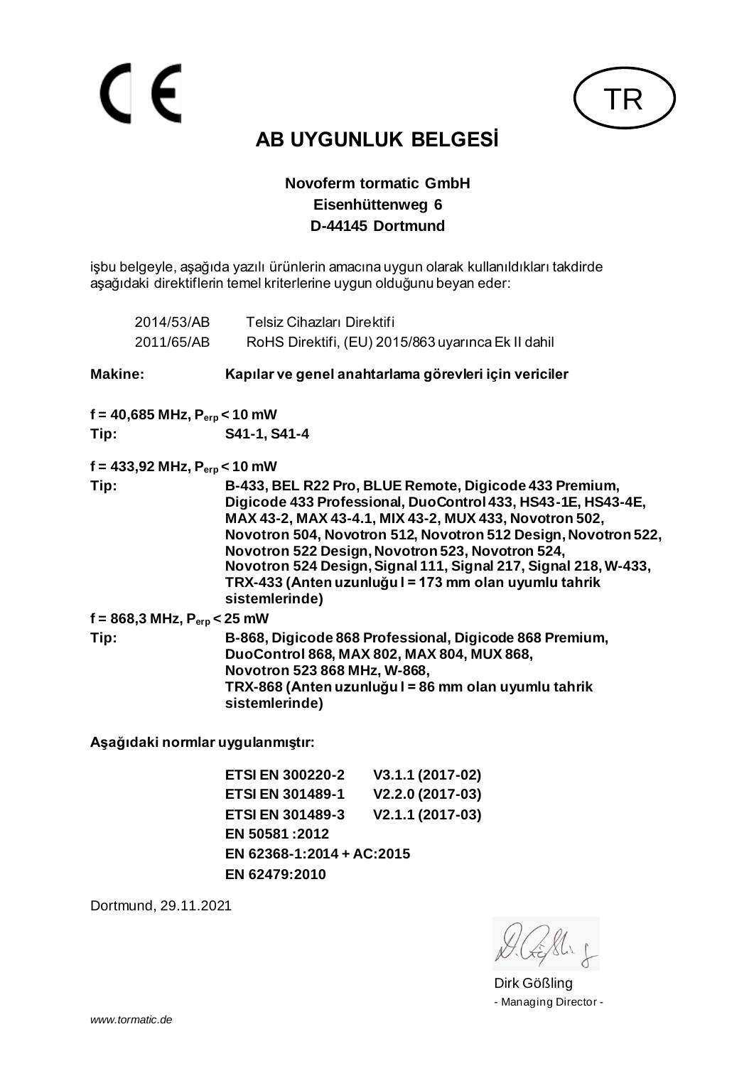CE

TR

# AB UYGUNLUK BELGESİ

**Novoferm tormatic GmbH**
**Eisenhüttenweg 6**
**D-44145 Dortmund**

işbu belgeyle, aşağıda yazılı ürünlerin amacına uygun olarak kullanıldıkları takdirde aşağıdaki direktiflerin temel kriterlerine uygun olduğunu beyan eder:

| | |
|---|---|
| 2014/53/AB | Telsiz Cihazları Direktifi |
| 2011/65/AB | RoHS Direktifi, (EU) 2015/863 uyarınca Ek II dahil |

**Makine:** **Kapılar ve genel anahtarlama görevleri için vericiler**

**f = 40,685 MHz, $P_{erp}$ < 10 mW**

**Tip:** **S41-1, S41-4**

**f = 433,92 MHz, $P_{erp}$ < 10 mW**

**Tip:** **B-433, BEL R22 Pro, BLUE Remote, Digicode 433 Premium, Digicode 433 Professional, DuoControl 433, HS43-1E, HS43-4E, MAX 43-2, MAX 43-4.1, MIX 43-2, MUX 433, Novotron 502, Novotron 504, Novotron 512, Novotron 512 Design, Novotron 522, Novotron 522 Design, Novotron 523, Novotron 524, Novotron 524 Design, Signal 111, Signal 217, Signal 218, W-433, TRX-433 (Anten uzunluğu l = 173 mm olan uyumlu tahrik sistemlerinde)**

**f = 868,3 MHz, $P_{erp}$ < 25 mW**

**Tip:** **B-868, Digicode 868 Professional, Digicode 868 Premium, DuoControl 868, MAX 802, MAX 804, MUX 868, Novotron 523 868 MHz, W-868, TRX-868 (Anten uzunluğu l = 86 mm olan uyumlu tahrik sistemlerinde)**

**Aşağıdaki normlar uygulanmıştır:**

| | |
|---|---|
| **ETSI EN 300220-2** | **V3.1.1 (2017-02)** |
| **ETSI EN 301489-1** | **V2.2.0 (2017-03)** |
| **ETSI EN 301489-3** | **V2.1.1 (2017-03)** |
| **EN 50581 :2012** | |
| **EN 62368-1:2014 + AC:2015** | |
| **EN 62479:2010** | |

Dortmund, 29.11.2021

Dirk Gößling
- Managing Director -

*www.tormatic.de*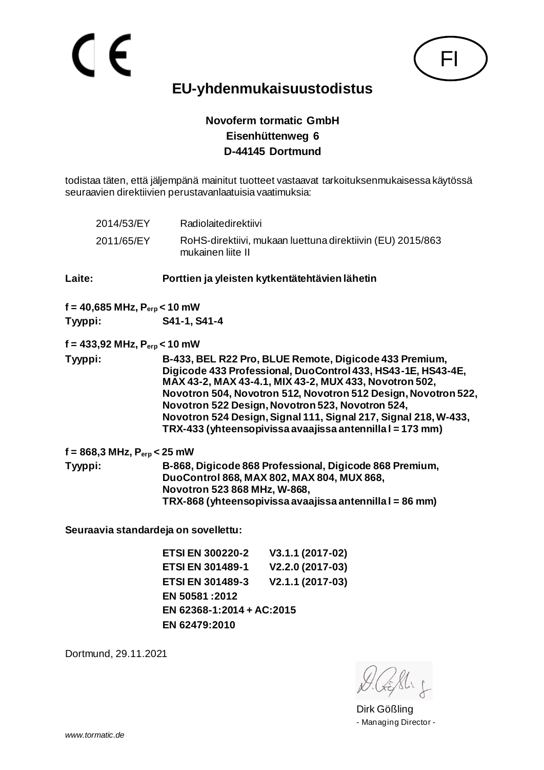CE

FI

# EU-yhdenmukaisuustodistus

**Novoferm tormatic GmbH**
**Eisenhüttenweg 6**
**D-44145 Dortmund**

todistaa täten, että jäljempänä mainitut tuotteet vastaavat tarkoituksenmukaisessa käytössä seuraavien direktiivien perustavanlaatuisia vaatimuksia:

| | |
|---|---|
| 2014/53/EY | Radiolaitedirektiivi |
| 2011/65/EY | RoHS-direktiivi, mukaan luettuna direktiivin (EU) 2015/863 mukainen liite II |

**Laite:** **Porttien ja yleisten kytkentätehtävien lähetin**

**f = 40,685 MHz, $P_{erp}$ < 10 mW**

**Tyyppi:** **S41-1, S41-4**

**f = 433,92 MHz, $P_{erp}$ < 10 mW**

**Tyyppi:** **B-433, BEL R22 Pro, BLUE Remote, Digicode 433 Premium, Digicode 433 Professional, DuoControl 433, HS43-1E, HS43-4E, MAX 43-2, MAX 43-4.1, MIX 43-2, MUX 433, Novotron 502, Novotron 504, Novotron 512, Novotron 512 Design, Novotron 522, Novotron 522 Design, Novotron 523, Novotron 524, Novotron 524 Design, Signal 111, Signal 217, Signal 218, W-433, TRX-433 (yhteensopivissa avaajissa antennilla l = 173 mm)**

**f = 868,3 MHz, $P_{erp}$ < 25 mW**

**Tyyppi:** **B-868, Digicode 868 Professional, Digicode 868 Premium, DuoControl 868, MAX 802, MAX 804, MUX 868, Novotron 523 868 MHz, W-868, TRX-868 (yhteensopivissa avaajissa antennilla l = 86 mm)**

**Seuraavia standardeja on sovellettu:**

**ETSI EN 300220-2 V3.1.1 (2017-02)**
**ETSI EN 301489-1 V2.2.0 (2017-03)**
**ETSI EN 301489-3 V2.1.1 (2017-03)**
**EN 50581 :2012**
**EN 62368-1:2014 + AC:2015**
**EN 62479:2010**

Dortmund, 29.11.2021

Dirk Gößling
- Managing Director -

*www.tormatic.de*